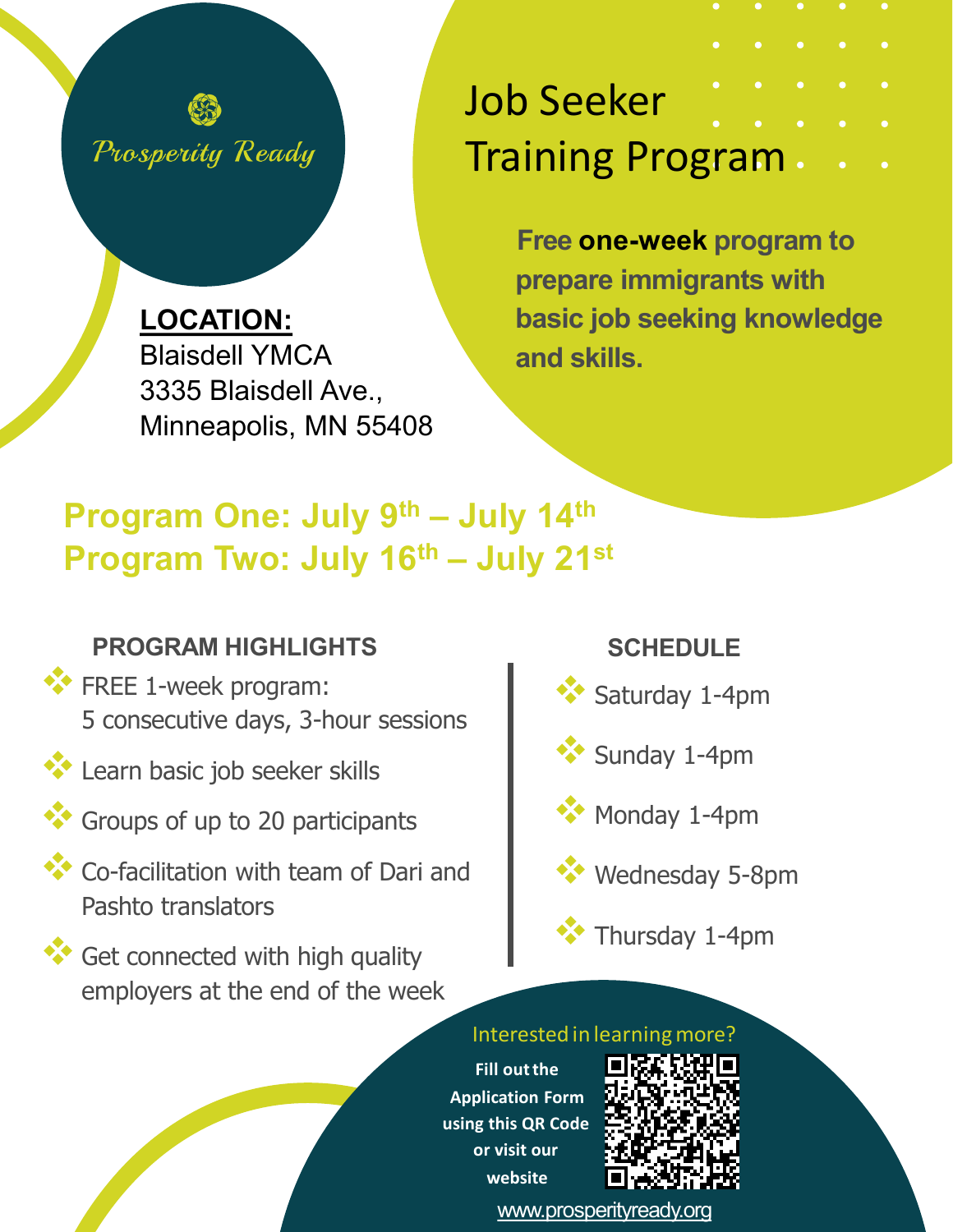Prosperity Ready

# Job Seeker Training Program

**Free one-week program to prepare immigrants with basic job seeking knowledge and skills.**

**LOCATION:**
Blaisdell YMCA
3335 Blaisdell Ave.,
Minneapolis, MN 55408

## Program One: July 9th – July 14th
## Program Two: July 16th – July 21st

### PROGRAM HIGHLIGHTS

- FREE 1-week program: 5 consecutive days, 3-hour sessions
- Learn basic job seeker skills
- Groups of up to 20 participants
- Co-facilitation with team of Dari and Pashto translators
- Get connected with high quality employers at the end of the week

### SCHEDULE

- Saturday 1-4pm
- Sunday 1-4pm
- Monday 1-4pm
- Wednesday 5-8pm
- Thursday 1-4pm

Interested in learning more?

**Fill out the Application Form using this QR Code or visit our website**

www.prosperityready.org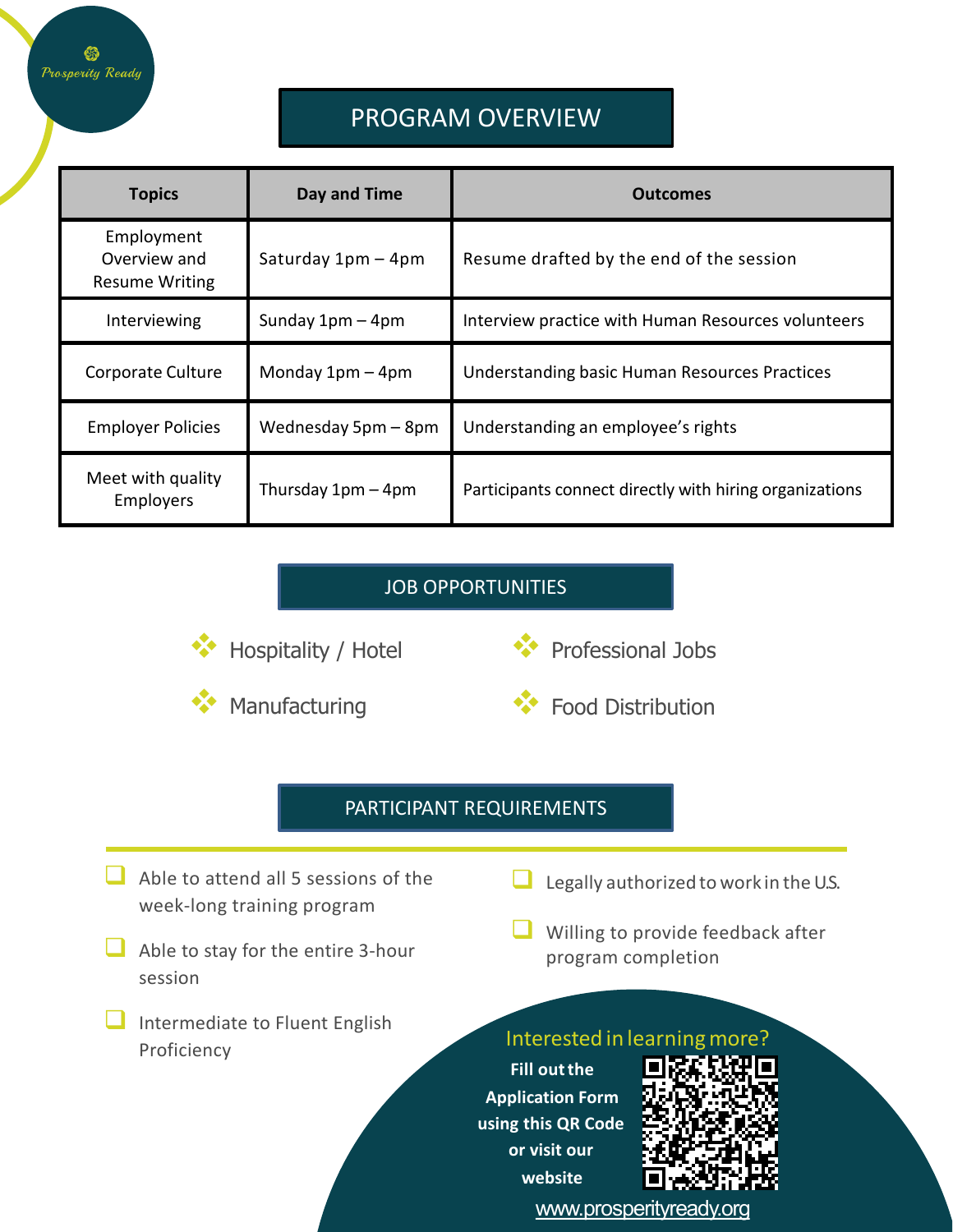Prosperity Ready

# PROGRAM OVERVIEW

| Topics | Day and Time | Outcomes |
|---|---|---|
| Employment Overview and Resume Writing | Saturday 1pm – 4pm | Resume drafted by the end of the session |
| Interviewing | Sunday 1pm – 4pm | Interview practice with Human Resources volunteers |
| Corporate Culture | Monday 1pm – 4pm | Understanding basic Human Resources Practices |
| Employer Policies | Wednesday 5pm – 8pm | Understanding an employee's rights |
| Meet with quality Employers | Thursday 1pm – 4pm | Participants connect directly with hiring organizations |

## JOB OPPORTUNITIES

- Hospitality / Hotel
- Professional Jobs
- Manufacturing
- Food Distribution

## PARTICIPANT REQUIREMENTS

- Able to attend all 5 sessions of the week-long training program
- Able to stay for the entire 3-hour session
- Intermediate to Fluent English Proficiency
- Legally authorized to work in the U.S.
- Willing to provide feedback after program completion

Interested in learning more?

**Fill out the Application Form using this QR Code or visit our website**

www.prosperityready.org